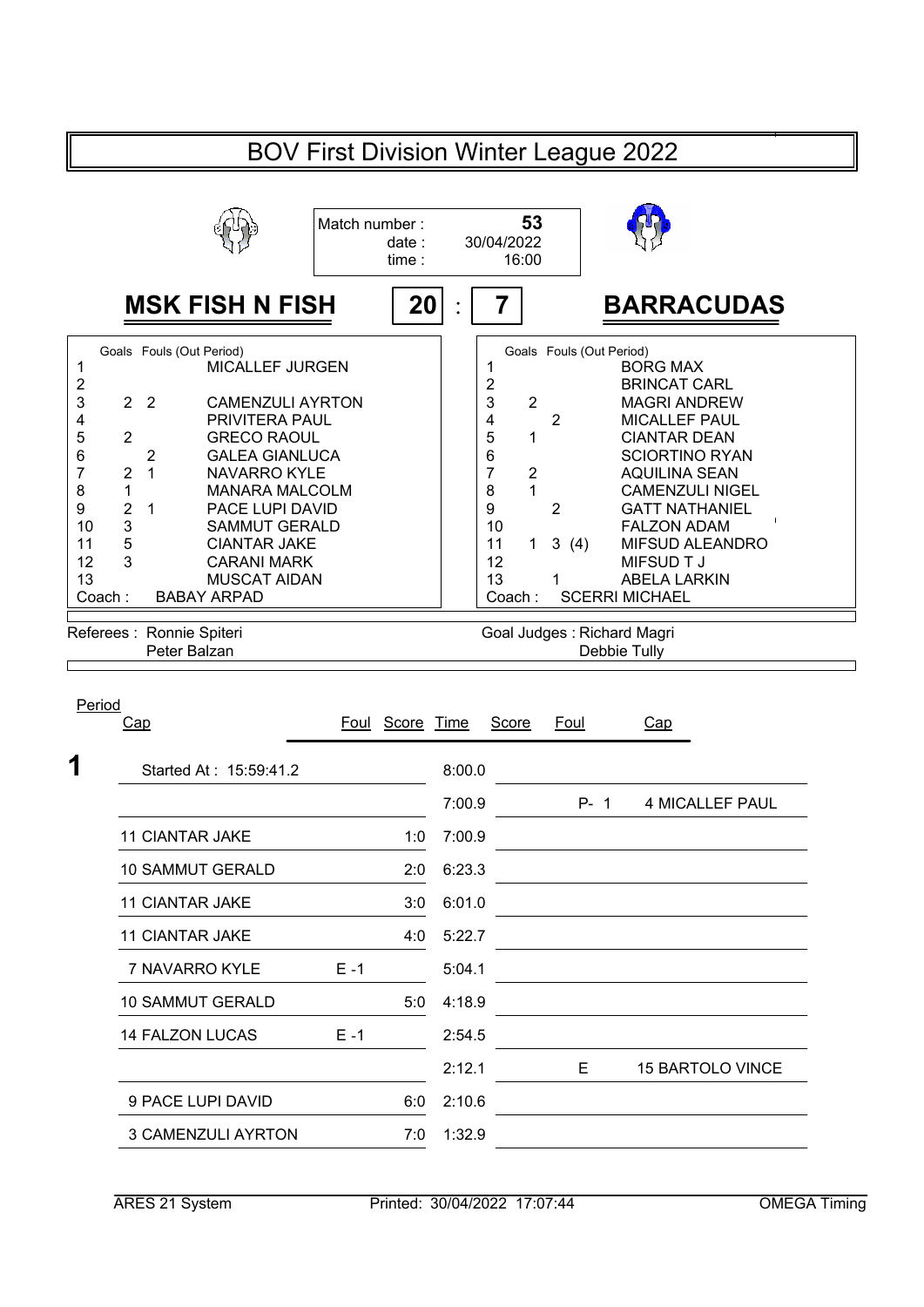# BOV First Division Winter League 2022

| | |
|---|---|
| Match number : | 53 |
| date : | 30/04/2022 |
| time : | 16:00 |

## MSK FISH N FISH 20 : 7 BARRACUDAS

| # | Goals | Fouls (Out Period) | MSK FISH N FISH |
|---|---|---|---|
| 1 | | | MICALLEF JURGEN |
| 2 | | | |
| 3 | 2 | 2 | CAMENZULI AYRTON |
| 4 | | | PRIVITERA PAUL |
| 5 | 2 | | GRECO RAOUL |
| 6 | | 2 | GALEA GIANLUCA |
| 7 | 2 | 1 | NAVARRO KYLE |
| 8 | 1 | | MANARA MALCOLM |
| 9 | 2 | 1 | PACE LUPI DAVID |
| 10 | 3 | | SAMMUT GERALD |
| 11 | 5 | | CIANTAR JAKE |
| 12 | 3 | | CARANI MARK |
| 13 | | | MUSCAT AIDAN |
| Coach : | | | BABAY ARPAD |

| # | Goals | Fouls (Out Period) | BARRACUDAS |
|---|---|---|---|
| 1 | | | BORG MAX |
| 2 | | | BRINCAT CARL |
| 3 | 2 | | MAGRI ANDREW |
| 4 | | 2 | MICALLEF PAUL |
| 5 | 1 | | CIANTAR DEAN |
| 6 | | | SCIORTINO RYAN |
| 7 | 2 | | AQUILINA SEAN |
| 8 | 1 | | CAMENZULI NIGEL |
| 9 | | 2 | GATT NATHANIEL |
| 10 | | | FALZON ADAM |
| 11 | 1 | 3 (4) | MIFSUD ALEANDRO |
| 12 | | | MIFSUD T J |
| 13 | 1 | | ABELA LARKIN |
| Coach : | | | SCERRI MICHAEL |

Referees : Ronnie Spiteri, Peter Balzan

Goal Judges : Richard Magri, Debbie Tully

| Period | Cap | Foul | Score | Time | Score | Foul | Cap |
|---|---|---|---|---|---|---|---|
| **1** | Started At : 15:59:41.2 | | | 8:00.0 | | | |
| | | | | 7:00.9 | | P- 1 | 4 MICALLEF PAUL |
| | 11 CIANTAR JAKE | | 1:0 | 7:00.9 | | | |
| | 10 SAMMUT GERALD | | 2:0 | 6:23.3 | | | |
| | 11 CIANTAR JAKE | | 3:0 | 6:01.0 | | | |
| | 11 CIANTAR JAKE | | 4:0 | 5:22.7 | | | |
| | 7 NAVARRO KYLE | E -1 | | 5:04.1 | | | |
| | 10 SAMMUT GERALD | | 5:0 | 4:18.9 | | | |
| | 14 FALZON LUCAS | E -1 | | 2:54.5 | | | |
| | | | | 2:12.1 | | E | 15 BARTOLO VINCE |
| | 9 PACE LUPI DAVID | | 6:0 | 2:10.6 | | | |
| | 3 CAMENZULI AYRTON | | 7:0 | 1:32.9 | | | |

ARES 21 System Printed: 30/04/2022 17:07:44 OMEGA Timing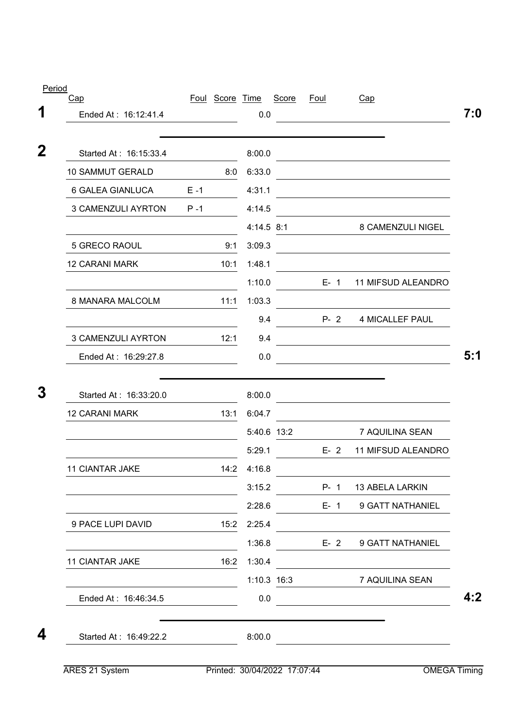| Period | Cap | Foul | Score | Time | Score | Foul | Cap | |
|---|---|---|---|---|---|---|---|---|
| 1 | Ended At : 16:12:41.4 | | | 0.0 | | | | 7:0 |
| 2 | Started At : 16:15:33.4 | | | 8:00.0 | | | | |
| | 10 SAMMUT GERALD | | 8:0 | 6:33.0 | | | | |
| | 6 GALEA GIANLUCA | E -1 | | 4:31.1 | | | | |
| | 3 CAMENZULI AYRTON | P -1 | | 4:14.5 | | | | |
| | | | | 4:14.5 | 8:1 | | 8 CAMENZULI NIGEL | |
| | 5 GRECO RAOUL | | 9:1 | 3:09.3 | | | | |
| | 12 CARANI MARK | | 10:1 | 1:48.1 | | | | |
| | | | | 1:10.0 | | E- 1 | 11 MIFSUD ALEANDRO | |
| | 8 MANARA MALCOLM | | 11:1 | 1:03.3 | | | | |
| | | | | 9.4 | | P- 2 | 4 MICALLEF PAUL | |
| | 3 CAMENZULI AYRTON | | 12:1 | 9.4 | | | | |
| | Ended At : 16:29:27.8 | | | 0.0 | | | | 5:1 |
| 3 | Started At : 16:33:20.0 | | | 8:00.0 | | | | |
| | 12 CARANI MARK | | 13:1 | 6:04.7 | | | | |
| | | | | 5:40.6 | 13:2 | | 7 AQUILINA SEAN | |
| | | | | 5:29.1 | | E- 2 | 11 MIFSUD ALEANDRO | |
| | 11 CIANTAR JAKE | | 14:2 | 4:16.8 | | | | |
| | | | | 3:15.2 | | P- 1 | 13 ABELA LARKIN | |
| | | | | 2:28.6 | | E- 1 | 9 GATT NATHANIEL | |
| | 9 PACE LUPI DAVID | | 15:2 | 2:25.4 | | | | |
| | | | | 1:36.8 | | E- 2 | 9 GATT NATHANIEL | |
| | 11 CIANTAR JAKE | | 16:2 | 1:30.4 | | | | |
| | | | | 1:10.3 | 16:3 | | 7 AQUILINA SEAN | |
| | Ended At : 16:46:34.5 | | | 0.0 | | | | 4:2 |
| 4 | Started At : 16:49:22.2 | | | 8:00.0 | | | | |

ARES 21 System Printed: 30/04/2022 17:07:44 OMEGA Timing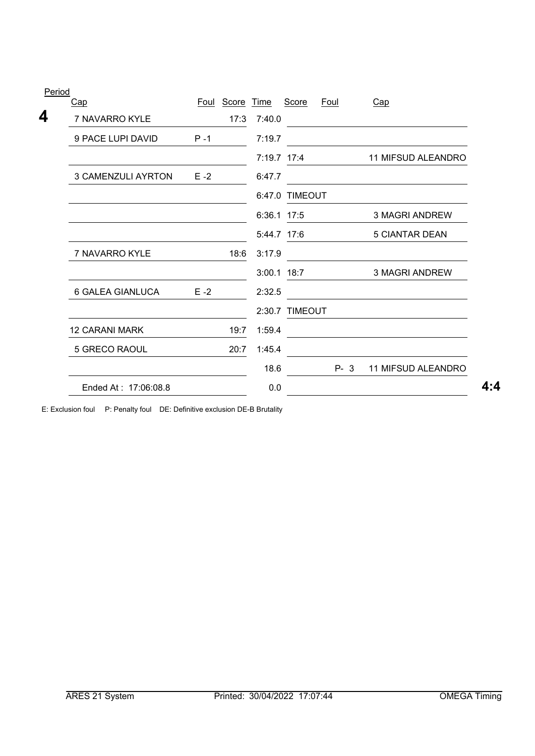| Period | Cap | Foul | Score | Time | Score | Foul | Cap | |
|---|---|---|---|---|---|---|---|---|
| **4** | 7 NAVARRO KYLE | | 17:3 | 7:40.0 | | | | |
| | 9 PACE LUPI DAVID | P -1 | | 7:19.7 | | | | |
| | | | | 7:19.7 | 17:4 | | 11 MIFSUD ALEANDRO | |
| | 3 CAMENZULI AYRTON | E -2 | | 6:47.7 | | | | |
| | | | | 6:47.0 | TIMEOUT | | | |
| | | | | 6:36.1 | 17:5 | | 3 MAGRI ANDREW | |
| | | | | 5:44.7 | 17:6 | | 5 CIANTAR DEAN | |
| | 7 NAVARRO KYLE | | 18:6 | 3:17.9 | | | | |
| | | | | 3:00.1 | 18:7 | | 3 MAGRI ANDREW | |
| | 6 GALEA GIANLUCA | E -2 | | 2:32.5 | | | | |
| | | | | 2:30.7 | TIMEOUT | | | |
| | 12 CARANI MARK | | 19:7 | 1:59.4 | | | | |
| | 5 GRECO RAOUL | | 20:7 | 1:45.4 | | | | |
| | | | | 18.6 | | P- 3 | 11 MIFSUD ALEANDRO | |
| | Ended At : 17:06:08.8 | | | 0.0 | | | | **4:4** |

E: Exclusion foul  P: Penalty foul  DE: Definitive exclusion DE-B Brutality

ARES 21 System  Printed: 30/04/2022 17:07:44  OMEGA Timing